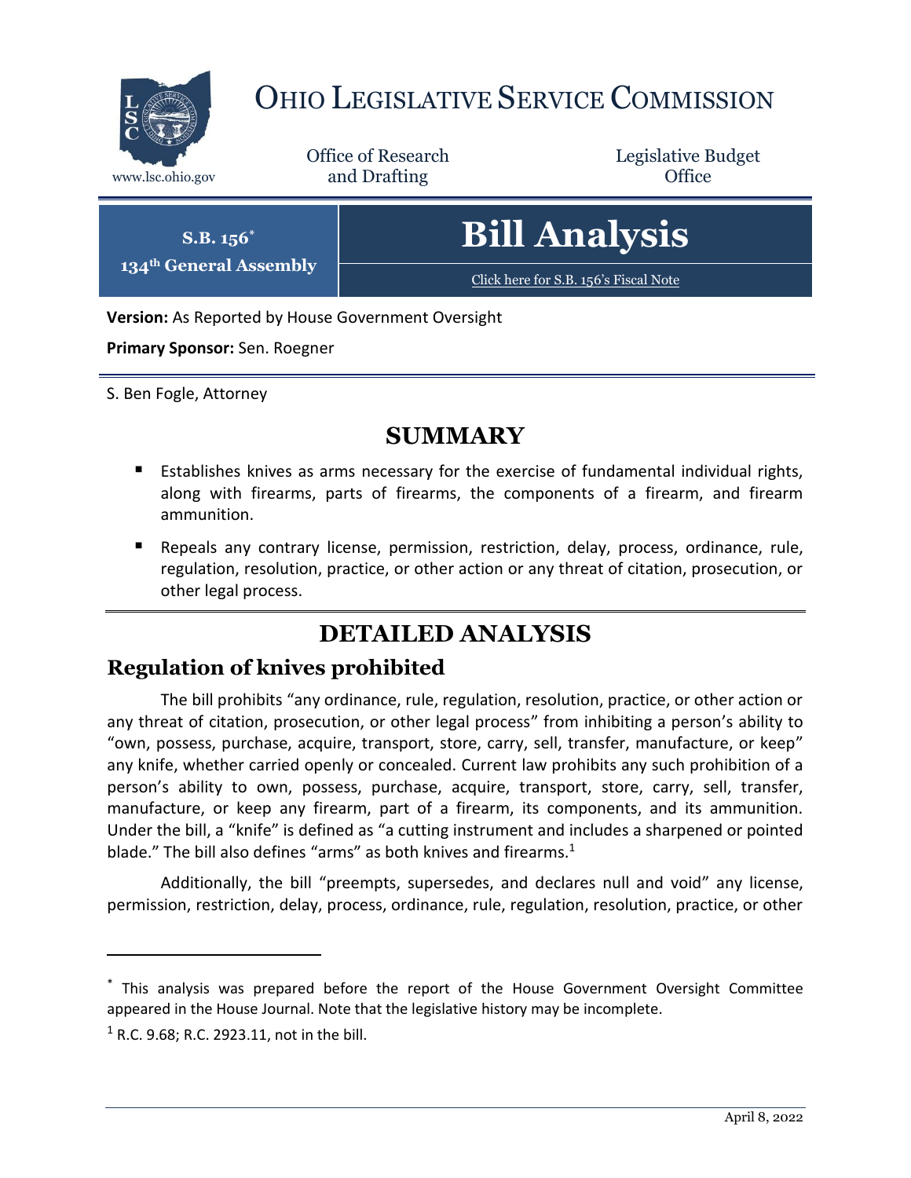# OHIO LEGISLATIVE SERVICE COMMISSION

www.lsc.ohio.gov

Office of Research and Drafting

Legislative Budget Office

**S.B. 156***
**134th General Assembly**

# Bill Analysis

Click here for S.B. 156's Fiscal Note

**Version:** As Reported by House Government Oversight

**Primary Sponsor:** Sen. Roegner

S. Ben Fogle, Attorney

## SUMMARY

- Establishes knives as arms necessary for the exercise of fundamental individual rights, along with firearms, parts of firearms, the components of a firearm, and firearm ammunition.
- Repeals any contrary license, permission, restriction, delay, process, ordinance, rule, regulation, resolution, practice, or other action or any threat of citation, prosecution, or other legal process.

## DETAILED ANALYSIS

### Regulation of knives prohibited

The bill prohibits "any ordinance, rule, regulation, resolution, practice, or other action or any threat of citation, prosecution, or other legal process" from inhibiting a person's ability to "own, possess, purchase, acquire, transport, store, carry, sell, transfer, manufacture, or keep" any knife, whether carried openly or concealed. Current law prohibits any such prohibition of a person's ability to own, possess, purchase, acquire, transport, store, carry, sell, transfer, manufacture, or keep any firearm, part of a firearm, its components, and its ammunition. Under the bill, a "knife" is defined as "a cutting instrument and includes a sharpened or pointed blade." The bill also defines "arms" as both knives and firearms.[1]

Additionally, the bill "preempts, supersedes, and declares null and void" any license, permission, restriction, delay, process, ordinance, rule, regulation, resolution, practice, or other

---

* This analysis was prepared before the report of the House Government Oversight Committee appeared in the House Journal. Note that the legislative history may be incomplete.

[1] R.C. 9.68; R.C. 2923.11, not in the bill.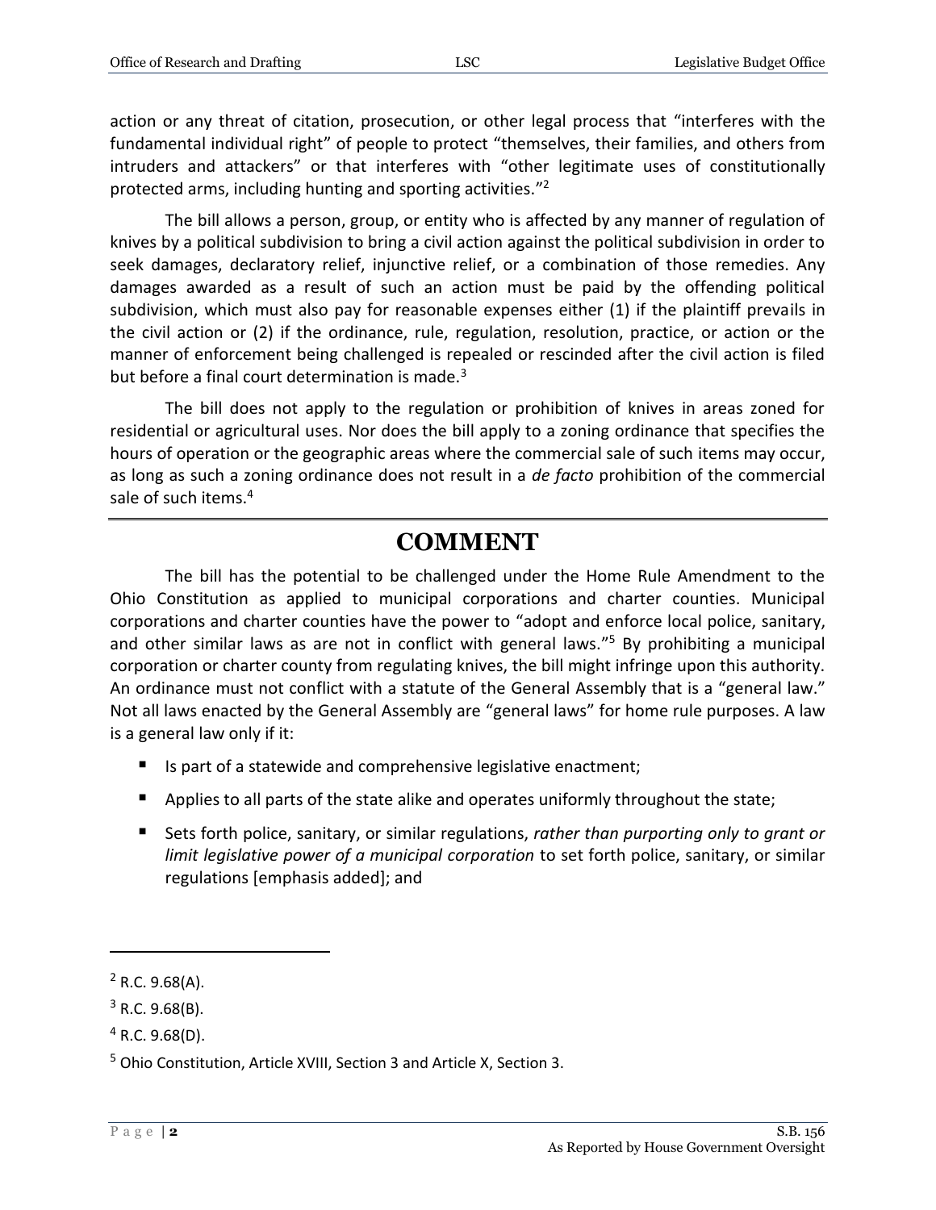action or any threat of citation, prosecution, or other legal process that "interferes with the fundamental individual right" of people to protect "themselves, their families, and others from intruders and attackers" or that interferes with "other legitimate uses of constitutionally protected arms, including hunting and sporting activities."[2]

The bill allows a person, group, or entity who is affected by any manner of regulation of knives by a political subdivision to bring a civil action against the political subdivision in order to seek damages, declaratory relief, injunctive relief, or a combination of those remedies. Any damages awarded as a result of such an action must be paid by the offending political subdivision, which must also pay for reasonable expenses either (1) if the plaintiff prevails in the civil action or (2) if the ordinance, rule, regulation, resolution, practice, or action or the manner of enforcement being challenged is repealed or rescinded after the civil action is filed but before a final court determination is made.[3]

The bill does not apply to the regulation or prohibition of knives in areas zoned for residential or agricultural uses. Nor does the bill apply to a zoning ordinance that specifies the hours of operation or the geographic areas where the commercial sale of such items may occur, as long as such a zoning ordinance does not result in a *de facto* prohibition of the commercial sale of such items.[4]

## COMMENT

The bill has the potential to be challenged under the Home Rule Amendment to the Ohio Constitution as applied to municipal corporations and charter counties. Municipal corporations and charter counties have the power to "adopt and enforce local police, sanitary, and other similar laws as are not in conflict with general laws."[5] By prohibiting a municipal corporation or charter county from regulating knives, the bill might infringe upon this authority. An ordinance must not conflict with a statute of the General Assembly that is a "general law." Not all laws enacted by the General Assembly are "general laws" for home rule purposes. A law is a general law only if it:

- Is part of a statewide and comprehensive legislative enactment;
- Applies to all parts of the state alike and operates uniformly throughout the state;
- Sets forth police, sanitary, or similar regulations, *rather than purporting only to grant or limit legislative power of a municipal corporation* to set forth police, sanitary, or similar regulations [emphasis added]; and

---

[2] R.C. 9.68(A).

[3] R.C. 9.68(B).

[4] R.C. 9.68(D).

[5] Ohio Constitution, Article XVIII, Section 3 and Article X, Section 3.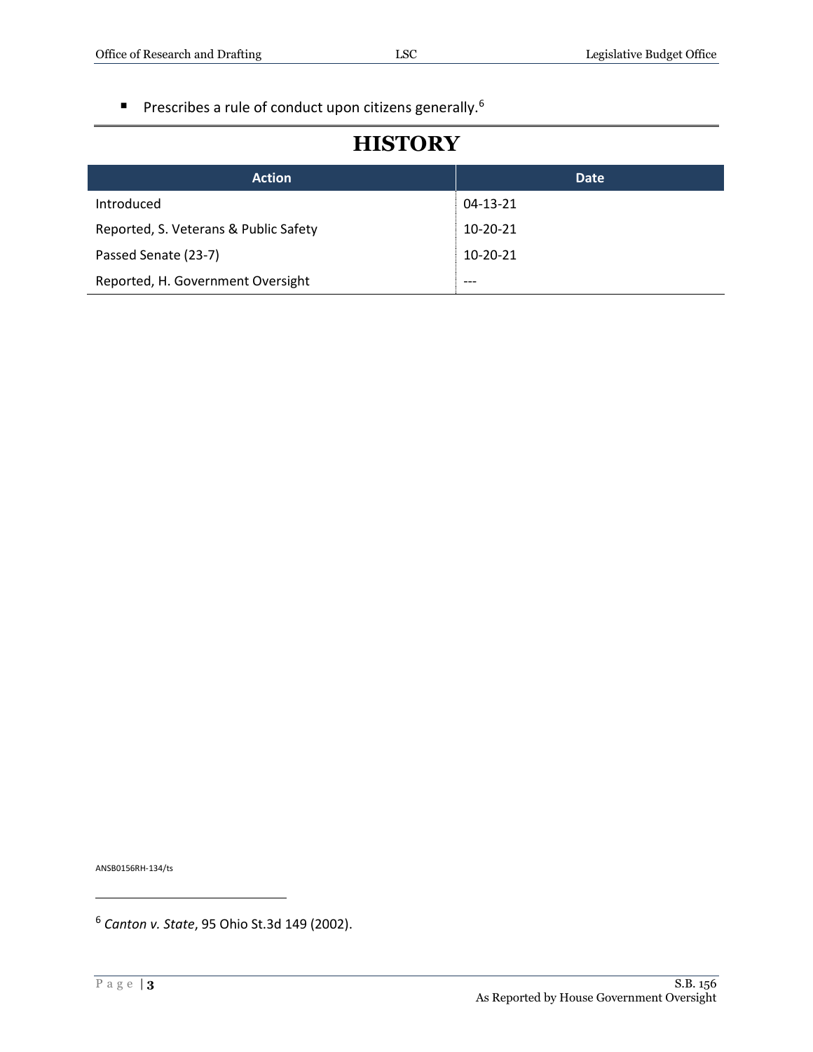- Prescribes a rule of conduct upon citizens generally.[6]

# HISTORY

| Action | Date |
| --- | --- |
| Introduced | 04-13-21 |
| Reported, S. Veterans & Public Safety | 10-20-21 |
| Passed Senate (23-7) | 10-20-21 |
| Reported, H. Government Oversight | --- |

ANSB0156RH-134/ts

[6] *Canton v. State*, 95 Ohio St.3d 149 (2002).